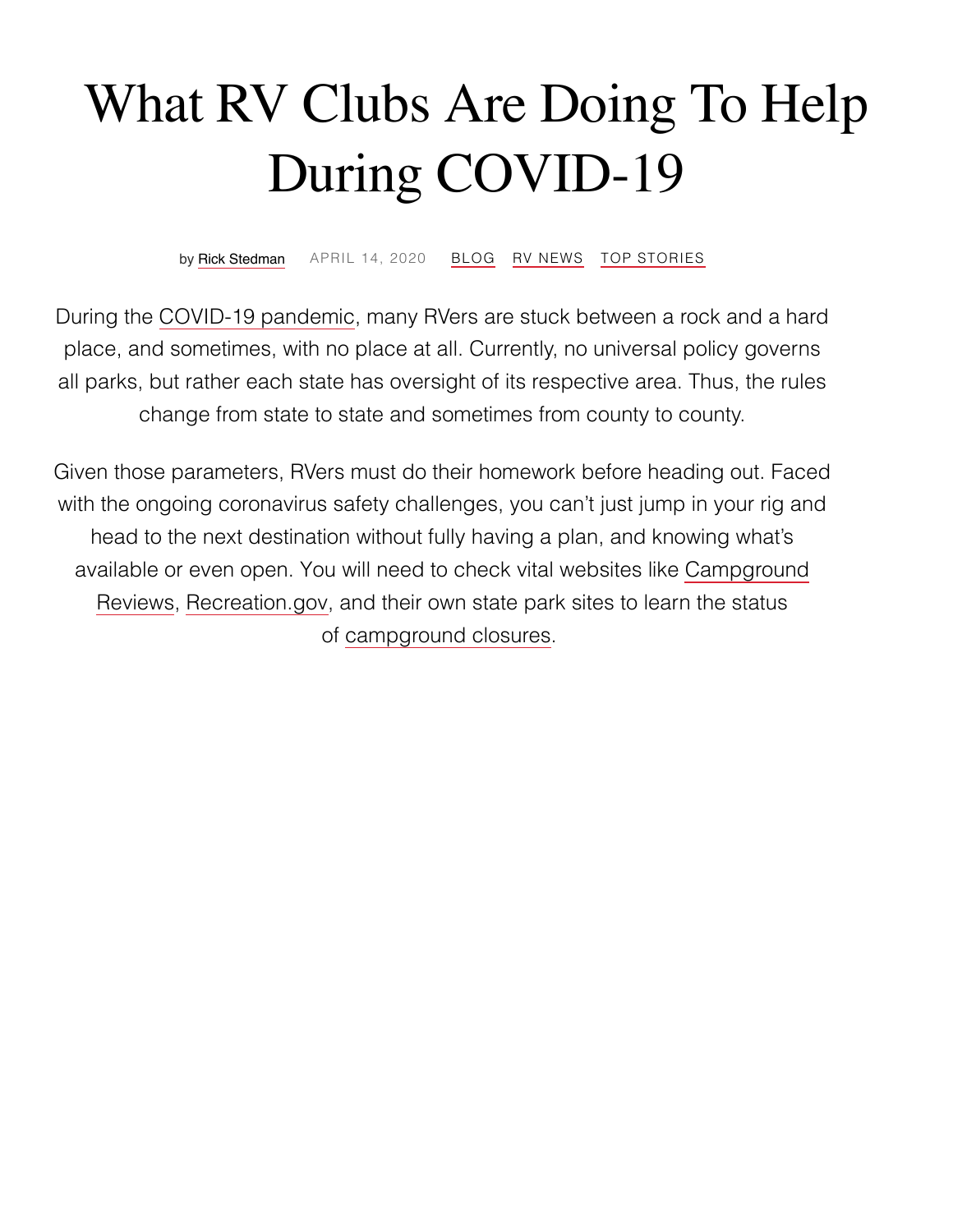# What RV Clubs Are Doing To Help During COVID-19

by Rick Stedman APRIL 14, 2020 BLOG RV NEWS TOP STORIES

During the COVID-19 pandemic, many RVers are stuck between a rock and a hard place, and sometimes, with no place at all. Currently, no universal policy governs all parks, but rather each state has oversight of its respective area. Thus, the rules change from state to state and sometimes from county to county.

Given those parameters, RVers must do their homework before heading out. Faced with the ongoing coronavirus safety challenges, you can't just jump in your rig and head to the next destination without fully having a plan, and knowing what's available or even open. You will need to check vital websites like Campground Reviews, Recreation.gov, and their own state park sites to learn the status of campground closures.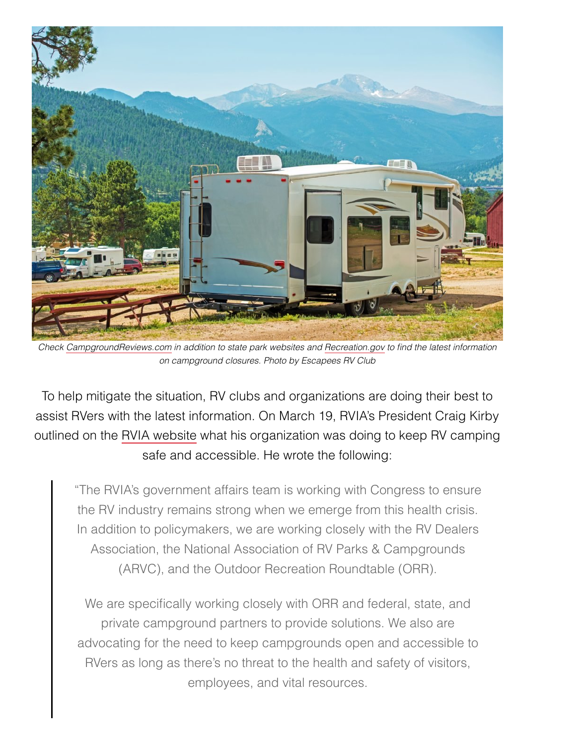*Check CampgroundReviews.com in addition to state park websites and Recreation.gov to find the latest information on campground closures. Photo by Escapees RV Club*

To help mitigate the situation, RV clubs and organizations are doing their best to assist RVers with the latest information. On March 19, RVIA's President Craig Kirby outlined on the RVIA website what his organization was doing to keep RV camping safe and accessible. He wrote the following:

> "The RVIA's government affairs team is working with Congress to ensure the RV industry remains strong when we emerge from this health crisis. In addition to policymakers, we are working closely with the RV Dealers Association, the National Association of RV Parks & Campgrounds (ARVC), and the Outdoor Recreation Roundtable (ORR).
>
> We are specifically working closely with ORR and federal, state, and private campground partners to provide solutions. We also are advocating for the need to keep campgrounds open and accessible to RVers as long as there's no threat to the health and safety of visitors, employees, and vital resources.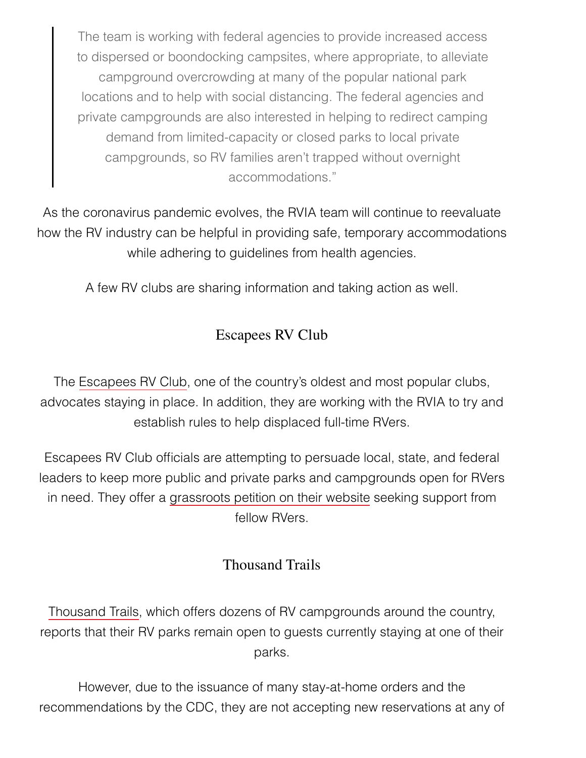> The team is working with federal agencies to provide increased access to dispersed or boondocking campsites, where appropriate, to alleviate campground overcrowding at many of the popular national park locations and to help with social distancing. The federal agencies and private campgrounds are also interested in helping to redirect camping demand from limited-capacity or closed parks to local private campgrounds, so RV families aren't trapped without overnight accommodations."

As the coronavirus pandemic evolves, the RVIA team will continue to reevaluate how the RV industry can be helpful in providing safe, temporary accommodations while adhering to guidelines from health agencies.

A few RV clubs are sharing information and taking action as well.

### Escapees RV Club

The Escapees RV Club, one of the country's oldest and most popular clubs, advocates staying in place. In addition, they are working with the RVIA to try and establish rules to help displaced full-time RVers.

Escapees RV Club officials are attempting to persuade local, state, and federal leaders to keep more public and private parks and campgrounds open for RVers in need. They offer a grassroots petition on their website seeking support from fellow RVers.

### Thousand Trails

Thousand Trails, which offers dozens of RV campgrounds around the country, reports that their RV parks remain open to guests currently staying at one of their parks.

However, due to the issuance of many stay-at-home orders and the recommendations by the CDC, they are not accepting new reservations at any of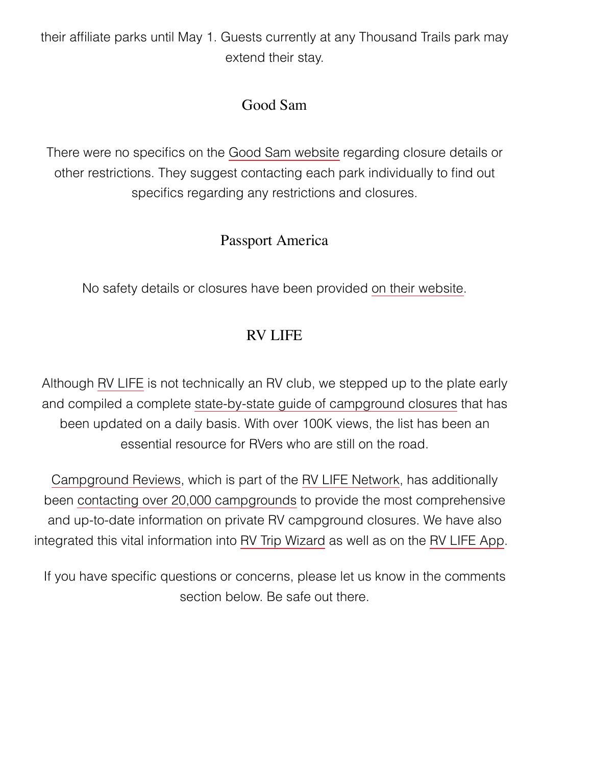their affiliate parks until May 1. Guests currently at any Thousand Trails park may extend their stay.

## Good Sam

There were no specifics on the Good Sam website regarding closure details or other restrictions. They suggest contacting each park individually to find out specifics regarding any restrictions and closures.

## Passport America

No safety details or closures have been provided on their website.

## RV LIFE

Although RV LIFE is not technically an RV club, we stepped up to the plate early and compiled a complete state-by-state guide of campground closures that has been updated on a daily basis. With over 100K views, the list has been an essential resource for RVers who are still on the road.

Campground Reviews, which is part of the RV LIFE Network, has additionally been contacting over 20,000 campgrounds to provide the most comprehensive and up-to-date information on private RV campground closures. We have also integrated this vital information into RV Trip Wizard as well as on the RV LIFE App.

If you have specific questions or concerns, please let us know in the comments section below. Be safe out there.